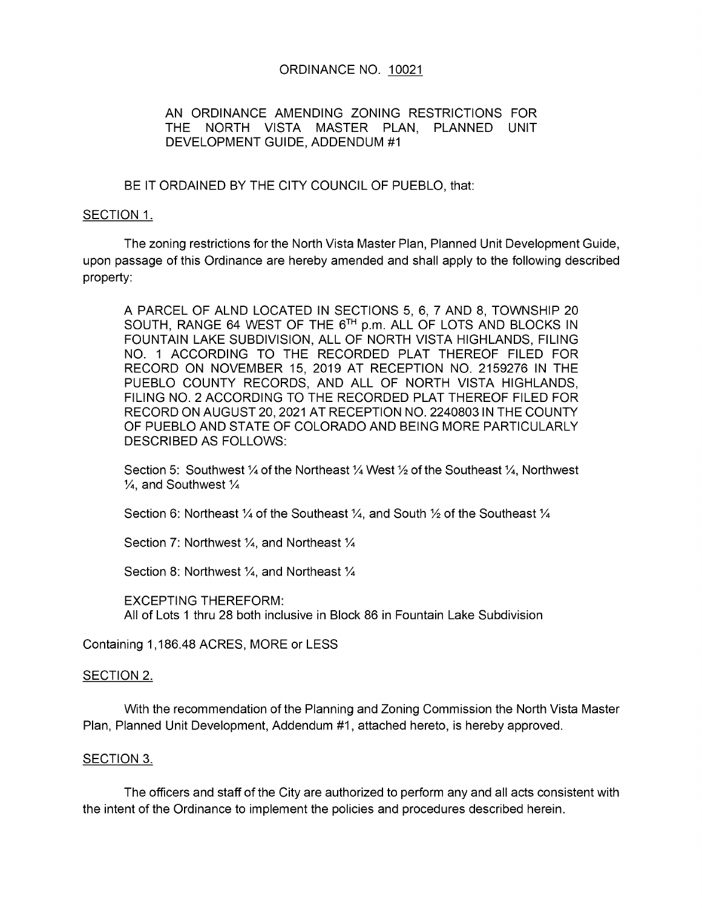# ORDINANCE NO. 10021

AN ORDINANCE AMENDING ZONING RESTRICTIONS FOR THE NORTH VISTA MASTER PLAN, PLANNED UNIT DEVELOPMENT GUIDE, ADDENDUM #1

BE IT ORDAINED BY THE CITY COUNCIL OF PUEBLO, that:

## SECTION 1.

The zoning restrictions for the North Vista Master Plan, Planned Unit Development Guide, upon passage of this Ordinance are hereby amended and shall apply to the following described property:

A PARCEL OF ALND LOCATED IN SECTIONS 5, 6, 7 AND 8, TOWNSHIP 20 SOUTH, RANGE 64 WEST OF THE 6TH p.m. ALL OF LOTS AND BLOCKS IN FOUNTAIN LAKE SUBDIVISION, ALL OF NORTH VISTA HIGHLANDS, FILING NO. 1 ACCORDING TO THE RECORDED PLAT THEREOF FILED FOR RECORD ON NOVEMBER 15, 2019 AT RECEPTION NO. 2159276 IN THE PUEBLO COUNTY RECORDS, AND ALL OF NORTH VISTA HIGHLANDS, FILING NO. 2 ACCORDING TO THE RECORDED PLAT THEREOF FILED FOR RECORD ON AUGUST 20, 2021 AT RECEPTION NO. 2240803 IN THE COUNTY OF PUEBLO AND STATE OF COLORADO AND BEING MORE PARTICULARLY DESCRIBED AS FOLLOWS:

Section 5: Southwest ¼ of the Northeast ¼ West ½ of the Southeast ¼, Northwest ¼, and Southwest ¼

Section 6: Northeast ¼ of the Southeast ¼, and South ½ of the Southeast ¼

Section 7: Northwest ¼, and Northeast ¼

Section 8: Northwest ¼, and Northeast ¼

EXCEPTING THEREFORM:
All of Lots 1 thru 28 both inclusive in Block 86 in Fountain Lake Subdivision

Containing 1,186.48 ACRES, MORE or LESS

## SECTION 2.

With the recommendation of the Planning and Zoning Commission the North Vista Master Plan, Planned Unit Development, Addendum #1, attached hereto, is hereby approved.

## SECTION 3.

The officers and staff of the City are authorized to perform any and all acts consistent with the intent of the Ordinance to implement the policies and procedures described herein.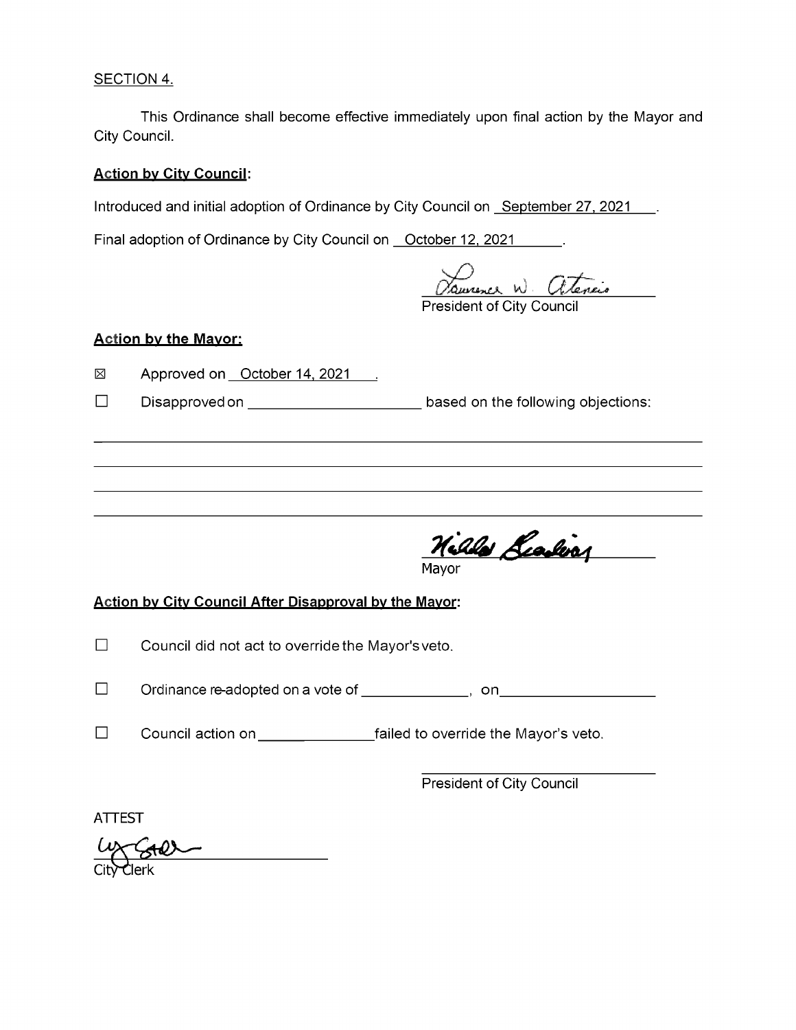SECTION 4.

This Ordinance shall become effective immediately upon final action by the Mayor and City Council.

**Action by City Council:**

Introduced and initial adoption of Ordinance by City Council on September 27, 2021.

Final adoption of Ordinance by City Council on October 12, 2021.

Lawrence W. Atencio
President of City Council

**Action by the Mayor:**

☒ Approved on October 14, 2021.

☐ Disapproved on ______________________ based on the following objections:

______________________________________________________________________

______________________________________________________________________

______________________________________________________________________

______________________________________________________________________

Hilda Lealos
Mayor

**Action by City Council After Disapproval by the Mayor:**

☐ Council did not act to override the Mayor's veto.

☐ Ordinance re-adopted on a vote of ______________, on ____________________

☐ Council action on ________________ failed to override the Mayor's veto.

______________________________
President of City Council

ATTEST

______________________________
City Clerk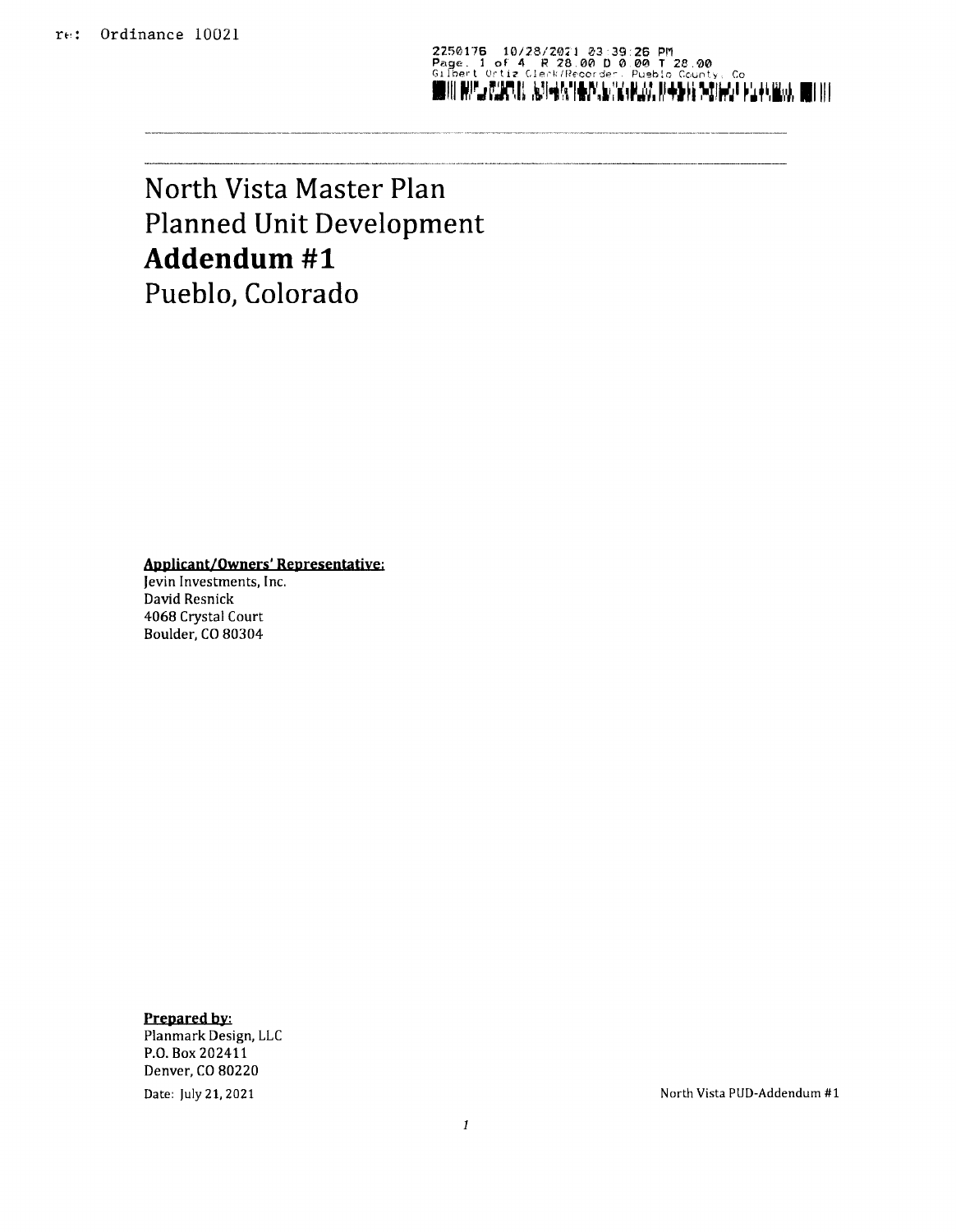re: Ordinance 10021

2250176 10/28/2021 03:39:26 PM
Page: 1 of 4 R 28.00 D 0.00 T 28.00
Gilbert Ortiz Clerk/Recorder, Pueblo County, Co

# North Vista Master Plan
# Planned Unit Development
# **Addendum #1**
# Pueblo, Colorado

**Applicant/Owners' Representative:**
Jevin Investments, Inc.
David Resnick
4068 Crystal Court
Boulder, CO 80304

**Prepared by:**
Planmark Design, LLC
P.O. Box 202411
Denver, CO 80220

Date: July 21, 2021

North Vista PUD-Addendum #1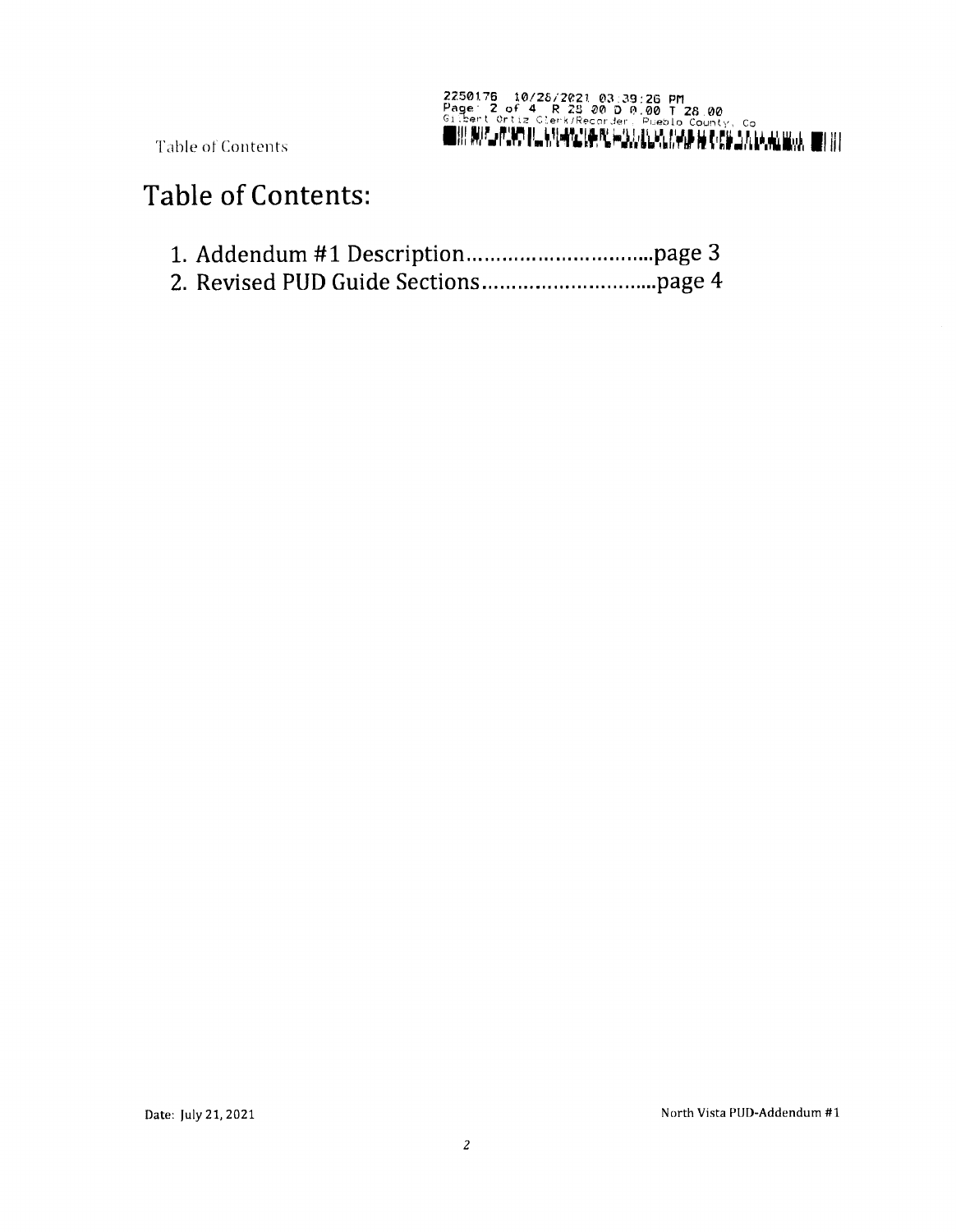# Table of Contents:

1. Addendum #1 Description...............................page 3
2. Revised PUD Guide Sections.............................page 4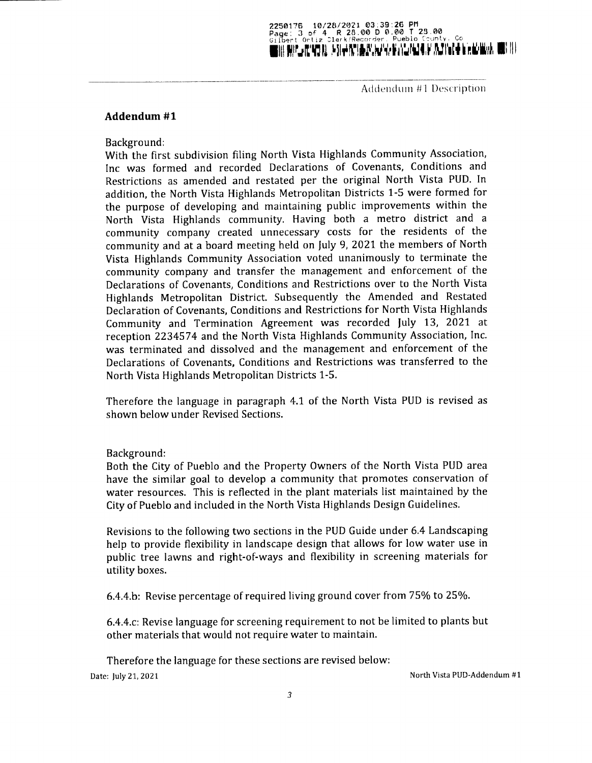## Addendum #1

Background:
With the first subdivision filing North Vista Highlands Community Association, Inc was formed and recorded Declarations of Covenants, Conditions and Restrictions as amended and restated per the original North Vista PUD. In addition, the North Vista Highlands Metropolitan Districts 1-5 were formed for the purpose of developing and maintaining public improvements within the North Vista Highlands community. Having both a metro district and a community company created unnecessary costs for the residents of the community and at a board meeting held on July 9, 2021 the members of North Vista Highlands Community Association voted unanimously to terminate the community company and transfer the management and enforcement of the Declarations of Covenants, Conditions and Restrictions over to the North Vista Highlands Metropolitan District. Subsequently the Amended and Restated Declaration of Covenants, Conditions and Restrictions for North Vista Highlands Community and Termination Agreement was recorded July 13, 2021 at reception 2234574 and the North Vista Highlands Community Association, Inc. was terminated and dissolved and the management and enforcement of the Declarations of Covenants, Conditions and Restrictions was transferred to the North Vista Highlands Metropolitan Districts 1-5.

Therefore the language in paragraph 4.1 of the North Vista PUD is revised as shown below under Revised Sections.

Background:
Both the City of Pueblo and the Property Owners of the North Vista PUD area have the similar goal to develop a community that promotes conservation of water resources. This is reflected in the plant materials list maintained by the City of Pueblo and included in the North Vista Highlands Design Guidelines.

Revisions to the following two sections in the PUD Guide under 6.4 Landscaping help to provide flexibility in landscape design that allows for low water use in public tree lawns and right-of-ways and flexibility in screening materials for utility boxes.

6.4.4.b: Revise percentage of required living ground cover from 75% to 25%.

6.4.4.c: Revise language for screening requirement to not be limited to plants but other materials that would not require water to maintain.

Therefore the language for these sections are revised below:

Date: July 21, 2021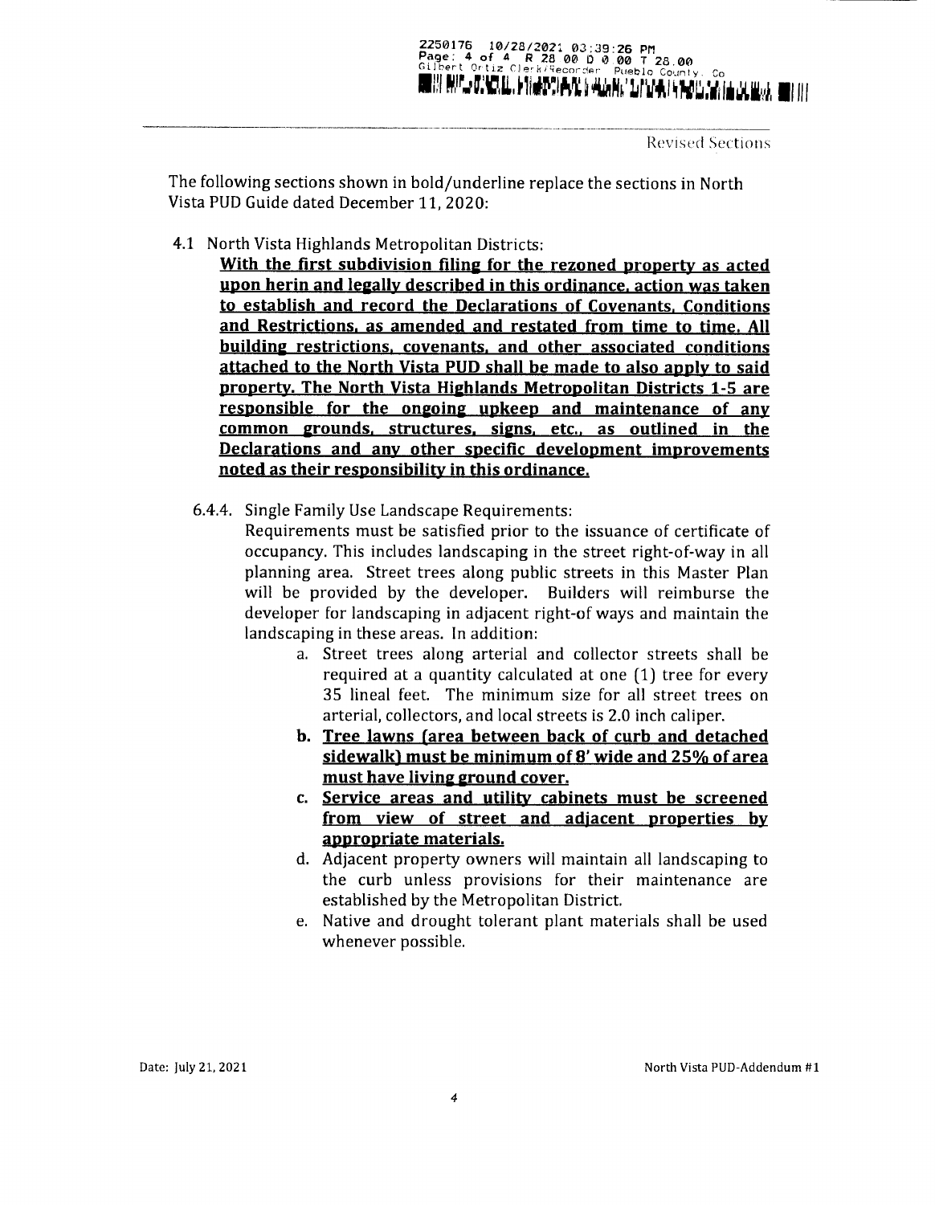Revised Sections

The following sections shown in bold/underline replace the sections in North Vista PUD Guide dated December 11, 2020:

4.1 North Vista Highlands Metropolitan Districts:

**<u>With the first subdivision filing for the rezoned property as acted upon herin and legally described in this ordinance, action was taken to establish and record the Declarations of Covenants, Conditions and Restrictions, as amended and restated from time to time. All building restrictions, covenants, and other associated conditions attached to the North Vista PUD shall be made to also apply to said property. The North Vista Highlands Metropolitan Districts 1-5 are responsible for the ongoing upkeep and maintenance of any common grounds, structures, signs, etc., as outlined in the Declarations and any other specific development improvements noted as their responsibility in this ordinance.</u>**

6.4.4. Single Family Use Landscape Requirements:

Requirements must be satisfied prior to the issuance of certificate of occupancy. This includes landscaping in the street right-of-way in all planning area. Street trees along public streets in this Master Plan will be provided by the developer. Builders will reimburse the developer for landscaping in adjacent right-of ways and maintain the landscaping in these areas. In addition:

a. Street trees along arterial and collector streets shall be required at a quantity calculated at one (1) tree for every 35 lineal feet. The minimum size for all street trees on arterial, collectors, and local streets is 2.0 inch caliper.

**b. <u>Tree lawns (area between back of curb and detached sidewalk) must be minimum of 8' wide and 25% of area must have living ground cover.</u>**

**c. <u>Service areas and utility cabinets must be screened from view of street and adjacent properties by appropriate materials.</u>**

d. Adjacent property owners will maintain all landscaping to the curb unless provisions for their maintenance are established by the Metropolitan District.

e. Native and drought tolerant plant materials shall be used whenever possible.

Date: July 21, 2021

North Vista PUD-Addendum #1